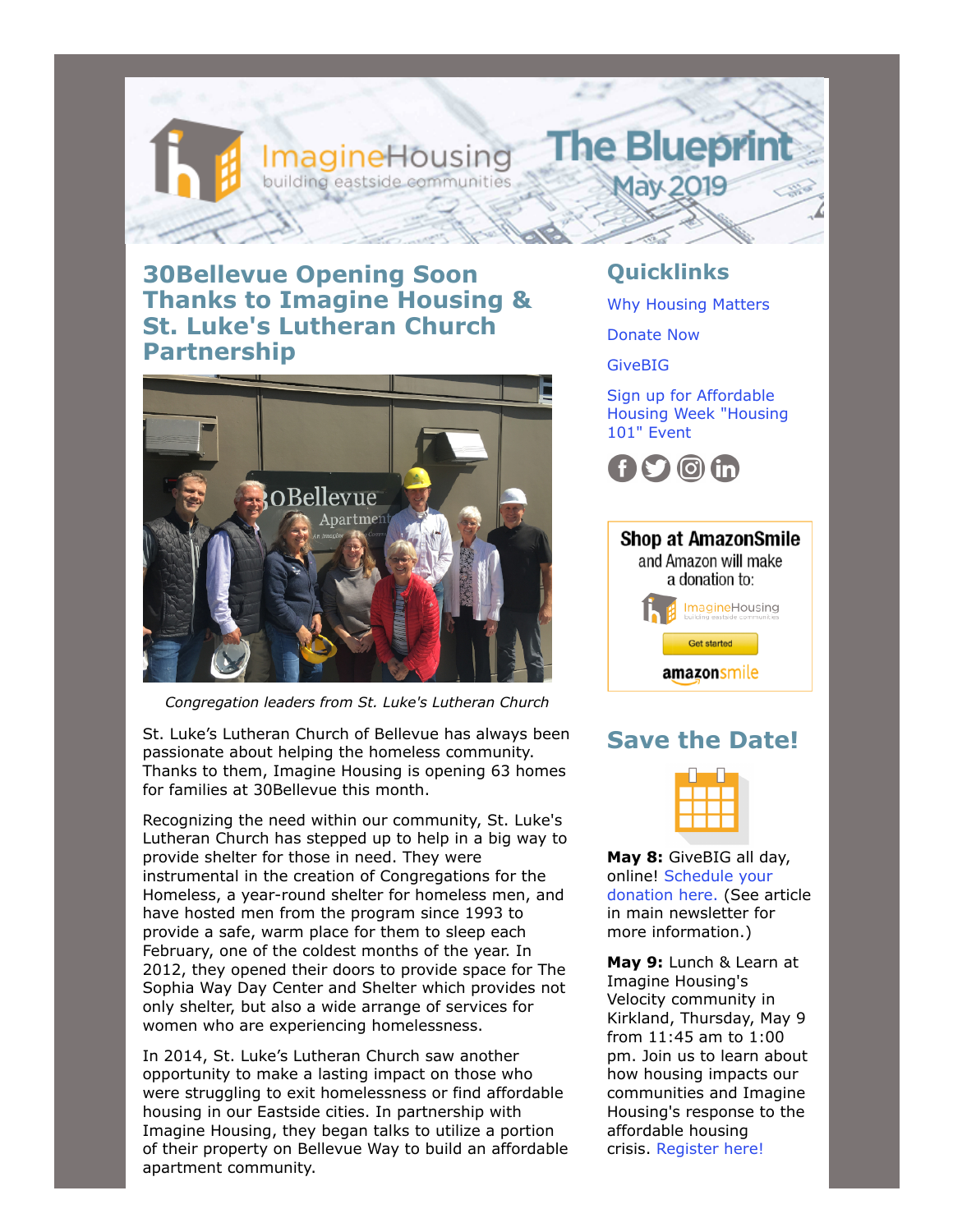ImagineHousing
building eastside communities

# The Blueprint
## May 2019

## 30Bellevue Opening Soon Thanks to Imagine Housing & St. Luke's Lutheran Church Partnership

*Congregation leaders from St. Luke's Lutheran Church*

St. Luke's Lutheran Church of Bellevue has always been passionate about helping the homeless community. Thanks to them, Imagine Housing is opening 63 homes for families at 30Bellevue this month.

Recognizing the need within our community, St. Luke's Lutheran Church has stepped up to help in a big way to provide shelter for those in need. They were instrumental in the creation of Congregations for the Homeless, a year-round shelter for homeless men, and have hosted men from the program since 1993 to provide a safe, warm place for them to sleep each February, one of the coldest months of the year. In 2012, they opened their doors to provide space for The Sophia Way Day Center and Shelter which provides not only shelter, but also a wide arrange of services for women who are experiencing homelessness.

In 2014, St. Luke's Lutheran Church saw another opportunity to make a lasting impact on those who were struggling to exit homelessness or find affordable housing in our Eastside cities. In partnership with Imagine Housing, they began talks to utilize a portion of their property on Bellevue Way to build an affordable apartment community.

## Quicklinks

Why Housing Matters

Donate Now

GiveBIG

Sign up for Affordable Housing Week "Housing 101" Event

**Shop at AmazonSmile**
and Amazon will make a donation to:
ImagineHousing
Get started
amazonsmile

## Save the Date!

**May 8:** GiveBIG all day, online! Schedule your donation here. (See article in main newsletter for more information.)

**May 9:** Lunch & Learn at Imagine Housing's Velocity community in Kirkland, Thursday, May 9 from 11:45 am to 1:00 pm. Join us to learn about how housing impacts our communities and Imagine Housing's response to the affordable housing crisis. Register here!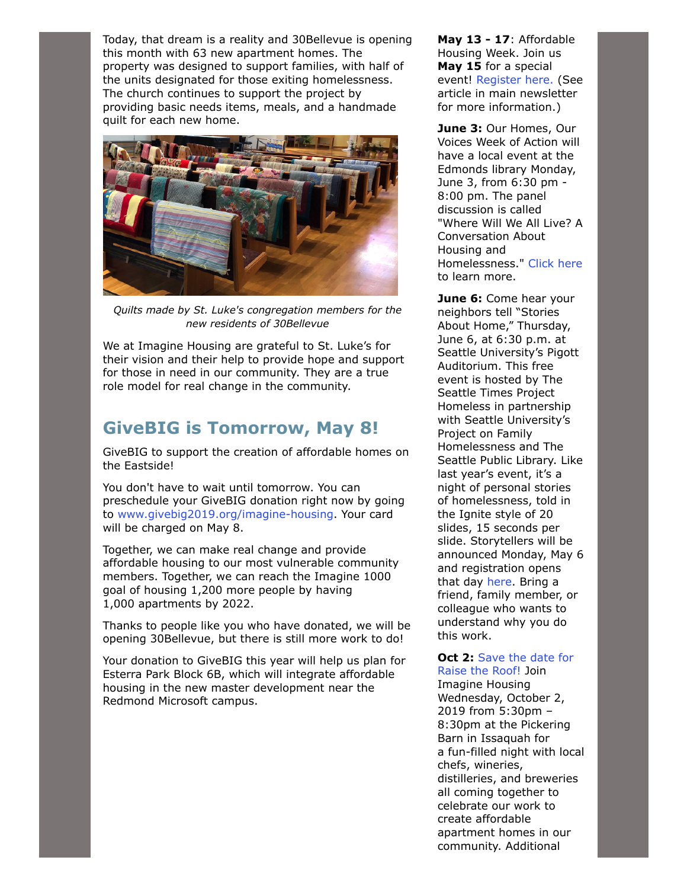Today, that dream is a reality and 30Bellevue is opening this month with 63 new apartment homes. The property was designed to support families, with half of the units designated for those exiting homelessness. The church continues to support the project by providing basic needs items, meals, and a handmade quilt for each new home.

*Quilts made by St. Luke's congregation members for the new residents of 30Bellevue*

We at Imagine Housing are grateful to St. Luke's for their vision and their help to provide hope and support for those in need in our community. They are a true role model for real change in the community.

## GiveBIG is Tomorrow, May 8!

GiveBIG to support the creation of affordable homes on the Eastside!

You don't have to wait until tomorrow. You can preschedule your GiveBIG donation right now by going to www.givebig2019.org/imagine-housing. Your card will be charged on May 8.

Together, we can make real change and provide affordable housing to our most vulnerable community members. Together, we can reach the Imagine 1000 goal of housing 1,200 more people by having 1,000 apartments by 2022.

Thanks to people like you who have donated, we will be opening 30Bellevue, but there is still more work to do!

Your donation to GiveBIG this year will help us plan for Esterra Park Block 6B, which will integrate affordable housing in the new master development near the Redmond Microsoft campus.

**May 13 - 17**: Affordable Housing Week. Join us **May 15** for a special event! Register here. (See article in main newsletter for more information.)

**June 3:** Our Homes, Our Voices Week of Action will have a local event at the Edmonds library Monday, June 3, from 6:30 pm - 8:00 pm. The panel discussion is called "Where Will We All Live? A Conversation About Housing and Homelessness." Click here to learn more.

**June 6:** Come hear your neighbors tell "Stories About Home," Thursday, June 6, at 6:30 p.m. at Seattle University's Pigott Auditorium. This free event is hosted by The Seattle Times Project Homeless in partnership with Seattle University's Project on Family Homelessness and The Seattle Public Library. Like last year's event, it's a night of personal stories of homelessness, told in the Ignite style of 20 slides, 15 seconds per slide. Storytellers will be announced Monday, May 6 and registration opens that day here. Bring a friend, family member, or colleague who wants to understand why you do this work.

**Oct 2:** Save the date for Raise the Roof! Join Imagine Housing Wednesday, October 2, 2019 from 5:30pm – 8:30pm at the Pickering Barn in Issaquah for a fun-filled night with local chefs, wineries, distilleries, and breweries all coming together to celebrate our work to create affordable apartment homes in our community. Additional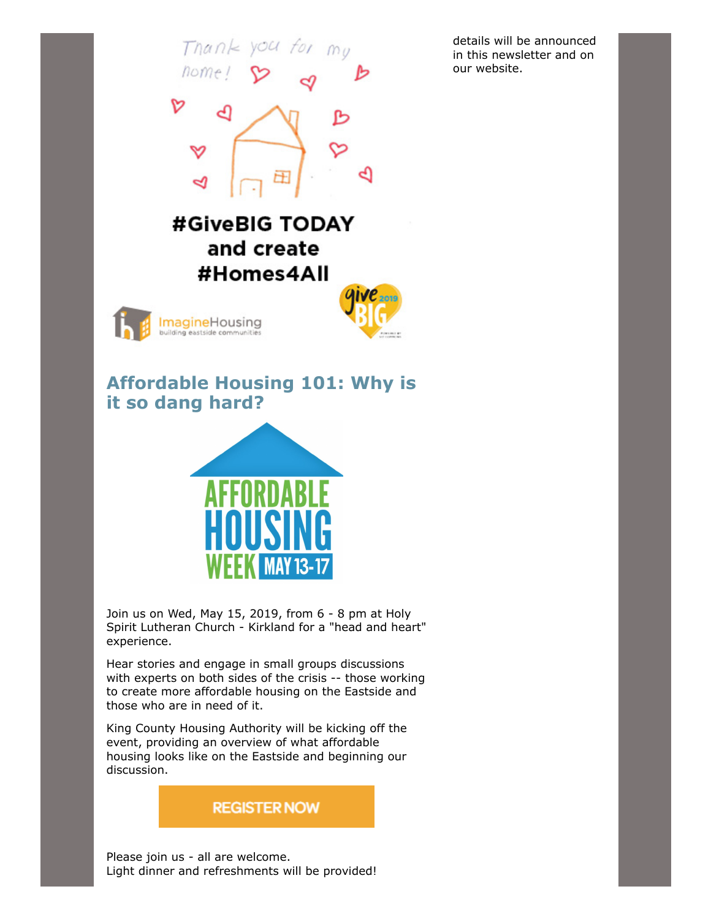details will be announced in this newsletter and on our website.

Thank you for my home!

**#GiveBIG TODAY and create #Homes4All**

ImagineHousing building eastside communities

give BIG 2019

## Affordable Housing 101: Why is it so dang hard?

AFFORDABLE HOUSING WEEK MAY 13-17

Join us on Wed, May 15, 2019, from 6 - 8 pm at Holy Spirit Lutheran Church - Kirkland for a "head and heart" experience.

Hear stories and engage in small groups discussions with experts on both sides of the crisis -- those working to create more affordable housing on the Eastside and those who are in need of it.

King County Housing Authority will be kicking off the event, providing an overview of what affordable housing looks like on the Eastside and beginning our discussion.

**REGISTER NOW**

Please join us - all are welcome.
Light dinner and refreshments will be provided!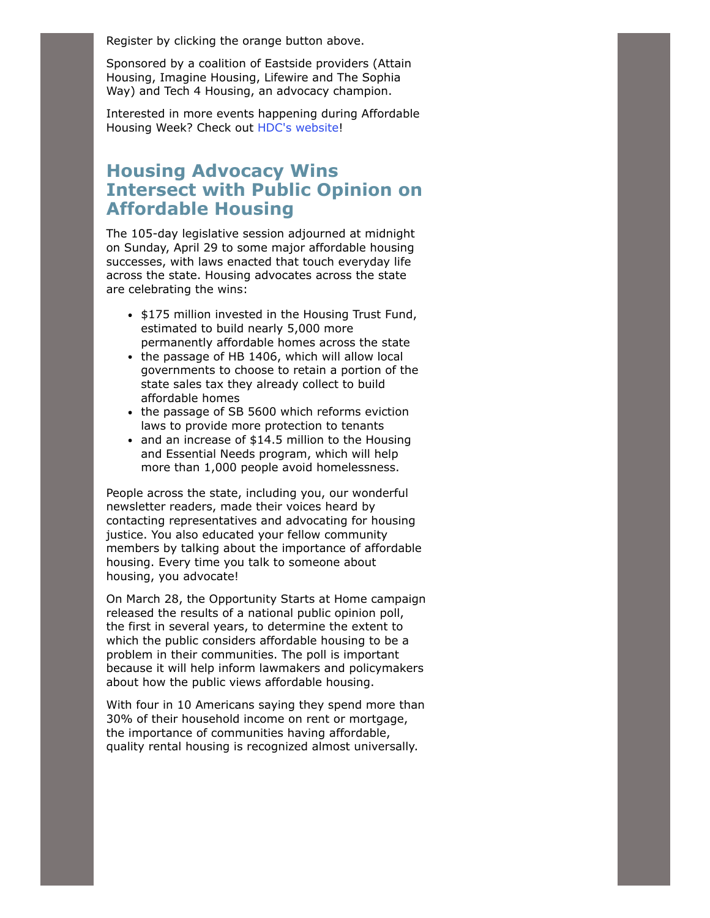Register by clicking the orange button above.

Sponsored by a coalition of Eastside providers (Attain Housing, Imagine Housing, Lifewire and The Sophia Way) and Tech 4 Housing, an advocacy champion.

Interested in more events happening during Affordable Housing Week? Check out HDC's website!

## Housing Advocacy Wins Intersect with Public Opinion on Affordable Housing

The 105-day legislative session adjourned at midnight on Sunday, April 29 to some major affordable housing successes, with laws enacted that touch everyday life across the state. Housing advocates across the state are celebrating the wins:

- $175 million invested in the Housing Trust Fund, estimated to build nearly 5,000 more permanently affordable homes across the state
- the passage of HB 1406, which will allow local governments to choose to retain a portion of the state sales tax they already collect to build affordable homes
- the passage of SB 5600 which reforms eviction laws to provide more protection to tenants
- and an increase of $14.5 million to the Housing and Essential Needs program, which will help more than 1,000 people avoid homelessness.

People across the state, including you, our wonderful newsletter readers, made their voices heard by contacting representatives and advocating for housing justice. You also educated your fellow community members by talking about the importance of affordable housing. Every time you talk to someone about housing, you advocate!

On March 28, the Opportunity Starts at Home campaign released the results of a national public opinion poll, the first in several years, to determine the extent to which the public considers affordable housing to be a problem in their communities. The poll is important because it will help inform lawmakers and policymakers about how the public views affordable housing.

With four in 10 Americans saying they spend more than 30% of their household income on rent or mortgage, the importance of communities having affordable, quality rental housing is recognized almost universally.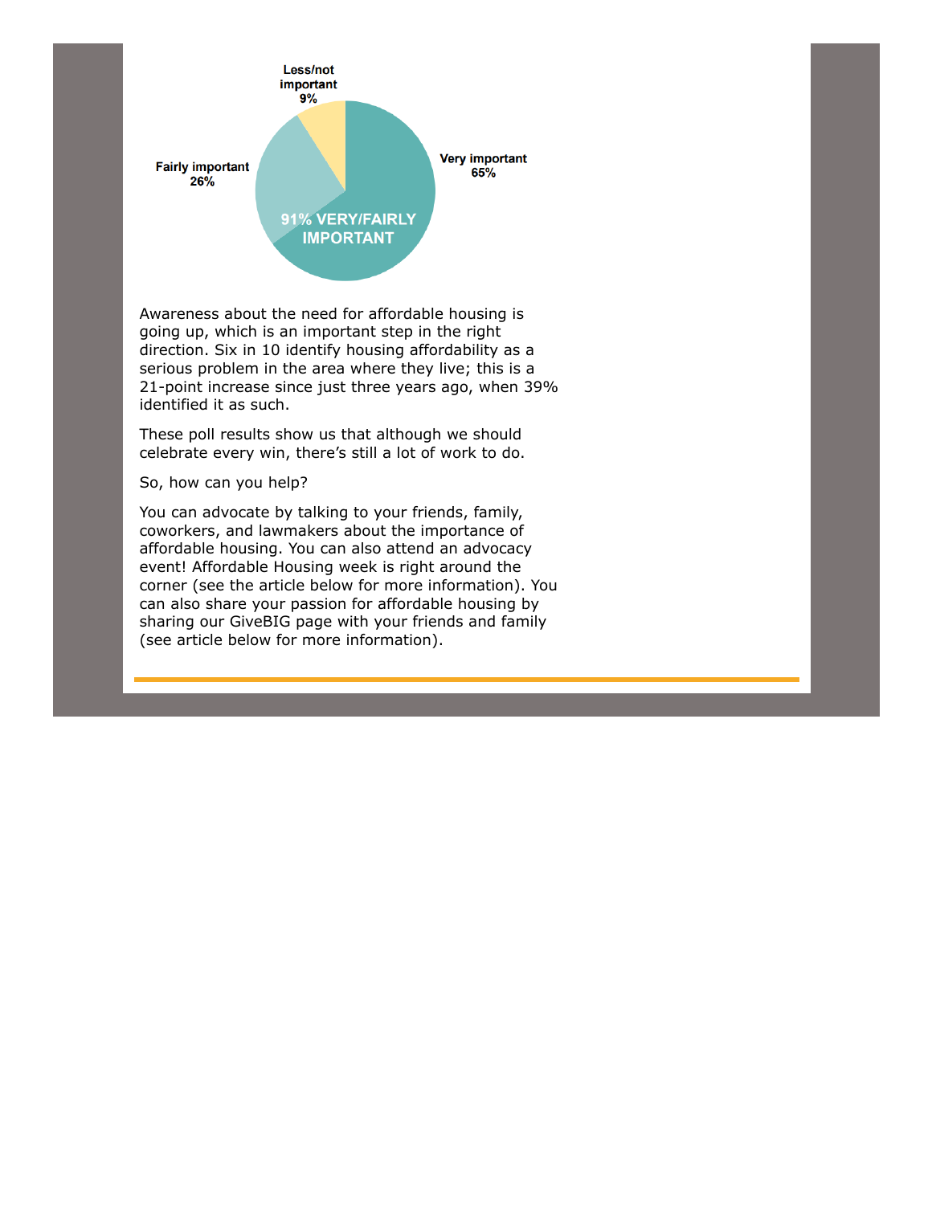Less/not important
9%

Fairly important
26%

Very important
65%

91% VERY/FAIRLY IMPORTANT

Awareness about the need for affordable housing is going up, which is an important step in the right direction. Six in 10 identify housing affordability as a serious problem in the area where they live; this is a 21-point increase since just three years ago, when 39% identified it as such.

These poll results show us that although we should celebrate every win, there's still a lot of work to do.

So, how can you help?

You can advocate by talking to your friends, family, coworkers, and lawmakers about the importance of affordable housing. You can also attend an advocacy event! Affordable Housing week is right around the corner (see the article below for more information). You can also share your passion for affordable housing by sharing our GiveBIG page with your friends and family (see article below for more information).